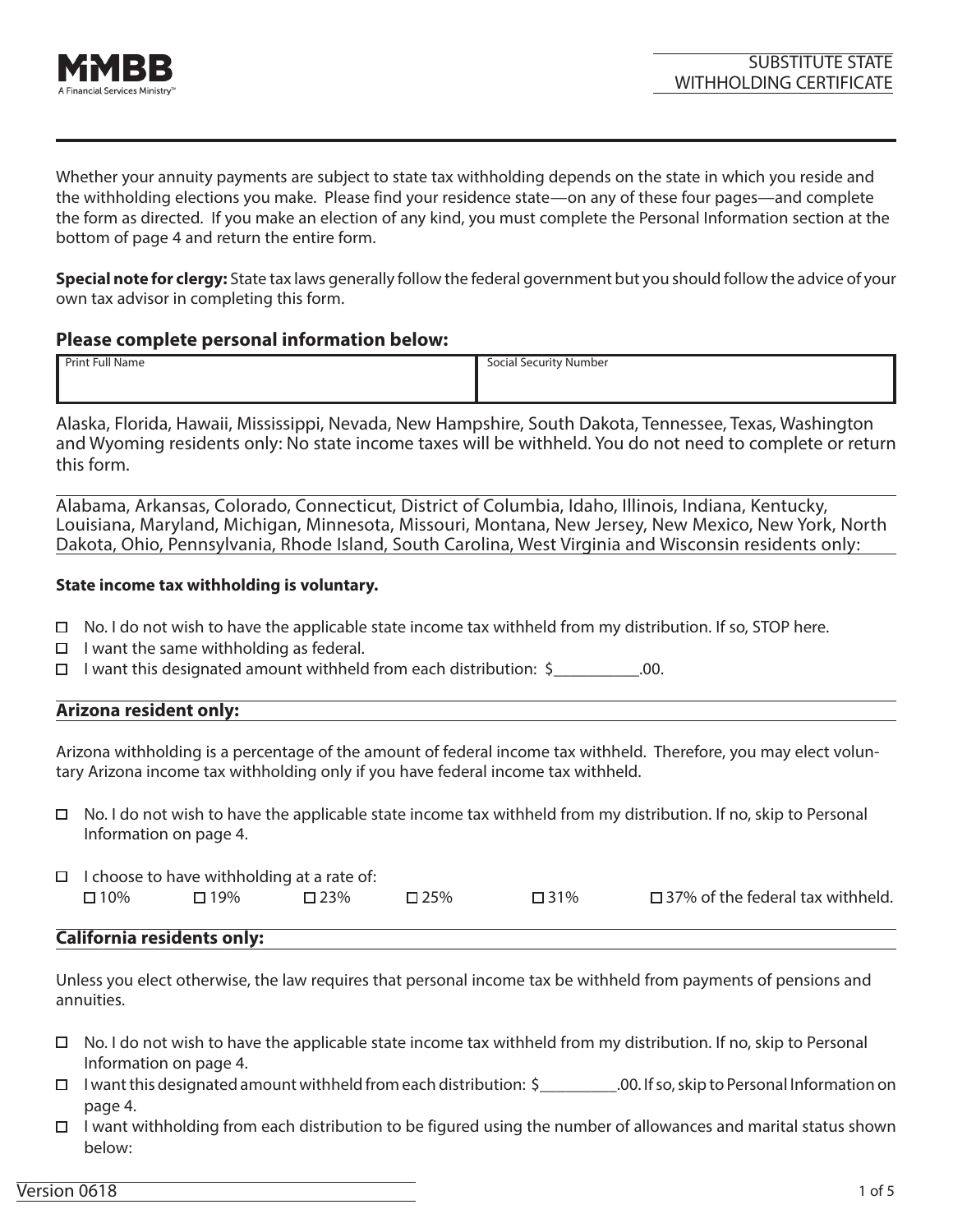MMBB
A Financial Services Ministry™

# SUBSTITUTE STATE WITHHOLDING CERTIFICATE

Whether your annuity payments are subject to state tax withholding depends on the state in which you reside and the withholding elections you make. Please find your residence state—on any of these four pages—and complete the form as directed. If you make an election of any kind, you must complete the Personal Information section at the bottom of page 4 and return the entire form.

**Special note for clergy:** State tax laws generally follow the federal government but you should follow the advice of your own tax advisor in completing this form.

## Please complete personal information below:

| Print Full Name | Social Security Number |
|---|---|
| | |

Alaska, Florida, Hawaii, Mississippi, Nevada, New Hampshire, South Dakota, Tennessee, Texas, Washington and Wyoming residents only: No state income taxes will be withheld. You do not need to complete or return this form.

## Alabama, Arkansas, Colorado, Connecticut, District of Columbia, Idaho, Illinois, Indiana, Kentucky, Louisiana, Maryland, Michigan, Minnesota, Missouri, Montana, New Jersey, New Mexico, New York, North Dakota, Ohio, Pennsylvania, Rhode Island, South Carolina, West Virginia and Wisconsin residents only:

**State income tax withholding is voluntary.**

- ☐ No. I do not wish to have the applicable state income tax withheld from my distribution. If so, STOP here.
- ☐ I want the same withholding as federal.
- ☐ I want this designated amount withheld from each distribution: $__________.00.

## Arizona resident only:

Arizona withholding is a percentage of the amount of federal income tax withheld. Therefore, you may elect voluntary Arizona income tax withholding only if you have federal income tax withheld.

- ☐ No. I do not wish to have the applicable state income tax withheld from my distribution. If no, skip to Personal Information on page 4.
- ☐ I choose to have withholding at a rate of:
  ☐ 10% ☐ 19% ☐ 23% ☐ 25% ☐ 31% ☐ 37% of the federal tax withheld.

## California residents only:

Unless you elect otherwise, the law requires that personal income tax be withheld from payments of pensions and annuities.

- ☐ No. I do not wish to have the applicable state income tax withheld from my distribution. If no, skip to Personal Information on page 4.
- ☐ I want this designated amount withheld from each distribution: $_________.00. If so, skip to Personal Information on page 4.
- ☐ I want withholding from each distribution to be figured using the number of allowances and marital status shown below:

Version 0618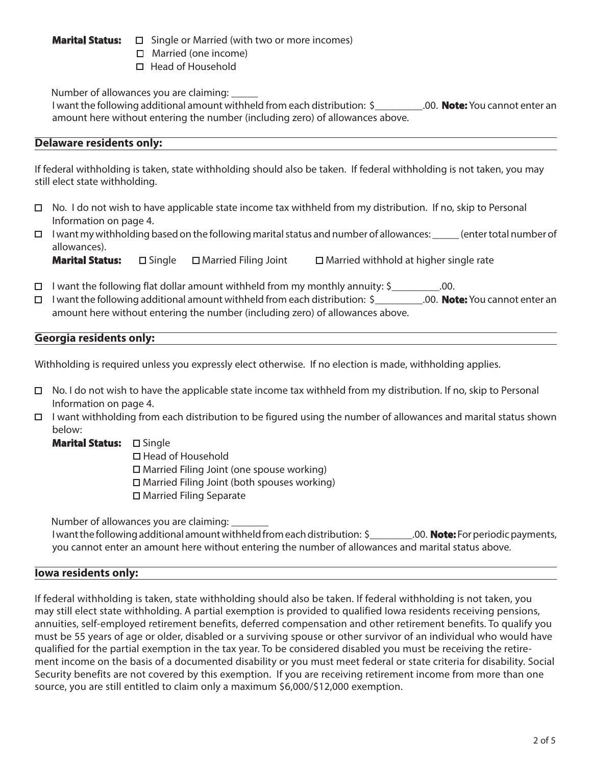**Marital Status:** ☐ Single or Married (with two or more incomes)
☐ Married (one income)
☐ Head of Household

Number of allowances you are claiming: _____

I want the following additional amount withheld from each distribution: $_________.00. **Note:** You cannot enter an amount here without entering the number (including zero) of allowances above.

## Delaware residents only:

If federal withholding is taken, state withholding should also be taken. If federal withholding is not taken, you may still elect state withholding.

☐ No. I do not wish to have applicable state income tax withheld from my distribution. If no, skip to Personal Information on page 4.

☐ I want my withholding based on the following marital status and number of allowances: _____ (enter total number of allowances).

**Marital Status:** ☐ Single ☐ Married Filing Joint ☐ Married withhold at higher single rate

☐ I want the following flat dollar amount withheld from my monthly annuity: $_________.00.

☐ I want the following additional amount withheld from each distribution: $_________.00. **Note:** You cannot enter an amount here without entering the number (including zero) of allowances above.

## Georgia residents only:

Withholding is required unless you expressly elect otherwise. If no election is made, withholding applies.

☐ No. I do not wish to have the applicable state income tax withheld from my distribution. If no, skip to Personal Information on page 4.

☐ I want withholding from each distribution to be figured using the number of allowances and marital status shown below:

**Marital Status:** ☐ Single
☐ Head of Household
☐ Married Filing Joint (one spouse working)
☐ Married Filing Joint (both spouses working)
☐ Married Filing Separate

Number of allowances you are claiming: _______

I want the following additional amount withheld from each distribution: $________.00. **Note:** For periodic payments, you cannot enter an amount here without entering the number of allowances and marital status above.

## Iowa residents only:

If federal withholding is taken, state withholding should also be taken. If federal withholding is not taken, you may still elect state withholding. A partial exemption is provided to qualified Iowa residents receiving pensions, annuities, self-employed retirement benefits, deferred compensation and other retirement benefits. To qualify you must be 55 years of age or older, disabled or a surviving spouse or other survivor of an individual who would have qualified for the partial exemption in the tax year. To be considered disabled you must be receiving the retirement income on the basis of a documented disability or you must meet federal or state criteria for disability. Social Security benefits are not covered by this exemption. If you are receiving retirement income from more than one source, you are still entitled to claim only a maximum $6,000/$12,000 exemption.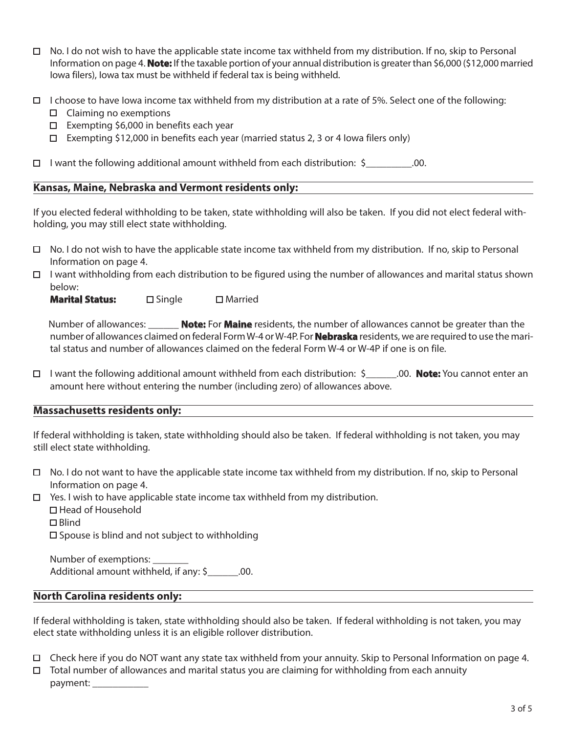- ☐ No. I do not wish to have the applicable state income tax withheld from my distribution. If no, skip to Personal Information on page 4. **Note:** If the taxable portion of your annual distribution is greater than $6,000 ($12,000 married Iowa filers), Iowa tax must be withheld if federal tax is being withheld.

- ☐ I choose to have Iowa income tax withheld from my distribution at a rate of 5%. Select one of the following:
  - ☐ Claiming no exemptions
  - ☐ Exempting $6,000 in benefits each year
  - ☐ Exempting $12,000 in benefits each year (married status 2, 3 or 4 Iowa filers only)

- ☐ I want the following additional amount withheld from each distribution: $_________.00.

## Kansas, Maine, Nebraska and Vermont residents only:

If you elected federal withholding to be taken, state withholding will also be taken. If you did not elect federal withholding, you may still elect state withholding.

- ☐ No. I do not wish to have the applicable state income tax withheld from my distribution. If no, skip to Personal Information on page 4.
- ☐ I want withholding from each distribution to be figured using the number of allowances and marital status shown below:

  **Marital Status:** ☐ Single ☐ Married

  Number of allowances: ______ **Note:** For **Maine** residents, the number of allowances cannot be greater than the number of allowances claimed on federal Form W-4 or W-4P. For **Nebraska** residents, we are required to use the marital status and number of allowances claimed on the federal Form W-4 or W-4P if one is on file.

- ☐ I want the following additional amount withheld from each distribution: $______.00. **Note:** You cannot enter an amount here without entering the number (including zero) of allowances above.

## Massachusetts residents only:

If federal withholding is taken, state withholding should also be taken. If federal withholding is not taken, you may still elect state withholding.

- ☐ No. I do not want to have the applicable state income tax withheld from my distribution. If no, skip to Personal Information on page 4.
- ☐ Yes. I wish to have applicable state income tax withheld from my distribution.
  - ☐ Head of Household
  - ☐ Blind
  - ☐ Spouse is blind and not subject to withholding

  Number of exemptions: _______
  Additional amount withheld, if any: $______.00.

## North Carolina residents only:

If federal withholding is taken, state withholding should also be taken. If federal withholding is not taken, you may elect state withholding unless it is an eligible rollover distribution.

- ☐ Check here if you do NOT want any state tax withheld from your annuity. Skip to Personal Information on page 4.
- ☐ Total number of allowances and marital status you are claiming for withholding from each annuity payment: ___________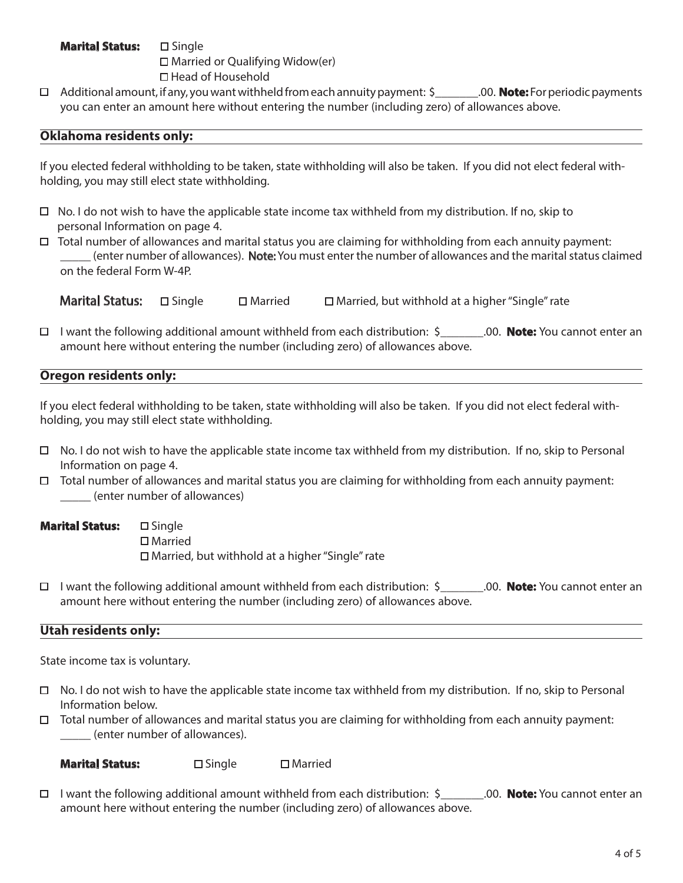**Marital Status:** ☐ Single
☐ Married or Qualifying Widow(er)
☐ Head of Household

☐ Additional amount, if any, you want withheld from each annuity payment: $_______.00. **Note:** For periodic payments you can enter an amount here without entering the number (including zero) of allowances above.

## Oklahoma residents only:

If you elected federal withholding to be taken, state withholding will also be taken. If you did not elect federal withholding, you may still elect state withholding.

☐ No. I do not wish to have the applicable state income tax withheld from my distribution. If no, skip to personal Information on page 4.

☐ Total number of allowances and marital status you are claiming for withholding from each annuity payment: _____ (enter number of allowances). **Note:** You must enter the number of allowances and the marital status claimed on the federal Form W-4P.

**Marital Status:** ☐ Single ☐ Married ☐ Married, but withhold at a higher "Single" rate

☐ I want the following additional amount withheld from each distribution: $_______.00. **Note:** You cannot enter an amount here without entering the number (including zero) of allowances above.

## Oregon residents only:

If you elect federal withholding to be taken, state withholding will also be taken. If you did not elect federal withholding, you may still elect state withholding.

☐ No. I do not wish to have the applicable state income tax withheld from my distribution. If no, skip to Personal Information on page 4.

☐ Total number of allowances and marital status you are claiming for withholding from each annuity payment: _____ (enter number of allowances)

**Marital Status:** ☐ Single
☐ Married
☐ Married, but withhold at a higher "Single" rate

☐ I want the following additional amount withheld from each distribution: $_______.00. **Note:** You cannot enter an amount here without entering the number (including zero) of allowances above.

## Utah residents only:

State income tax is voluntary.

☐ No. I do not wish to have the applicable state income tax withheld from my distribution. If no, skip to Personal Information below.

☐ Total number of allowances and marital status you are claiming for withholding from each annuity payment: _____ (enter number of allowances).

**Marital Status:** ☐ Single ☐ Married

☐ I want the following additional amount withheld from each distribution: $_______.00. **Note:** You cannot enter an amount here without entering the number (including zero) of allowances above.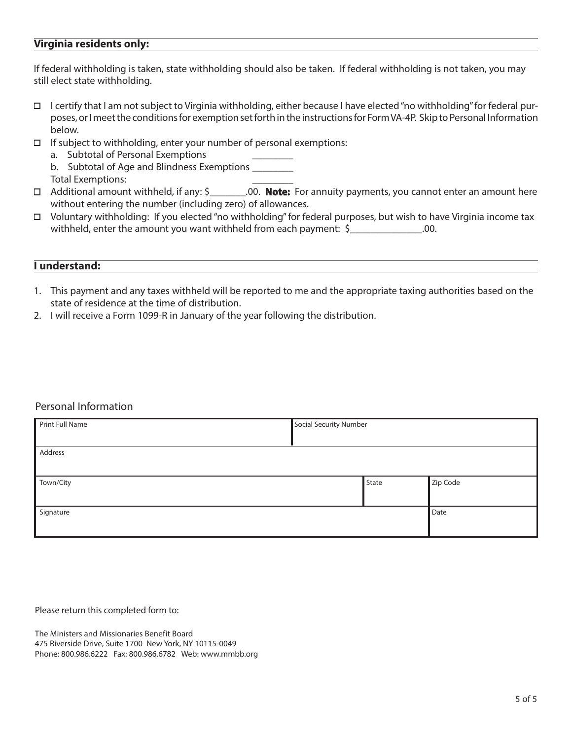## Virginia residents only:

If federal withholding is taken, state withholding should also be taken. If federal withholding is not taken, you may still elect state withholding.

- ☐ I certify that I am not subject to Virginia withholding, either because I have elected "no withholding" for federal purposes, or I meet the conditions for exemption set forth in the instructions for Form VA-4P. Skip to Personal Information below.
- ☐ If subject to withholding, enter your number of personal exemptions:
  - a. Subtotal of Personal Exemptions ________
  - b. Subtotal of Age and Blindness Exemptions ________
  
  Total Exemptions: ________
- ☐ Additional amount withheld, if any: $_______.00. **Note:** For annuity payments, you cannot enter an amount here without entering the number (including zero) of allowances.
- ☐ Voluntary withholding: If you elected "no withholding" for federal purposes, but wish to have Virginia income tax withheld, enter the amount you want withheld from each payment: $______________.00.

## I understand:

1. This payment and any taxes withheld will be reported to me and the appropriate taxing authorities based on the state of residence at the time of distribution.
2. I will receive a Form 1099-R in January of the year following the distribution.

### Personal Information

| | | |
|---|---|---|
| Print Full Name | Social Security Number | |
| Address | | |
| Town/City | State | Zip Code |
| Signature | | Date |

Please return this completed form to:

The Ministers and Missionaries Benefit Board
475 Riverside Drive, Suite 1700 New York, NY 10115-0049
Phone: 800.986.6222 Fax: 800.986.6782 Web: www.mmbb.org